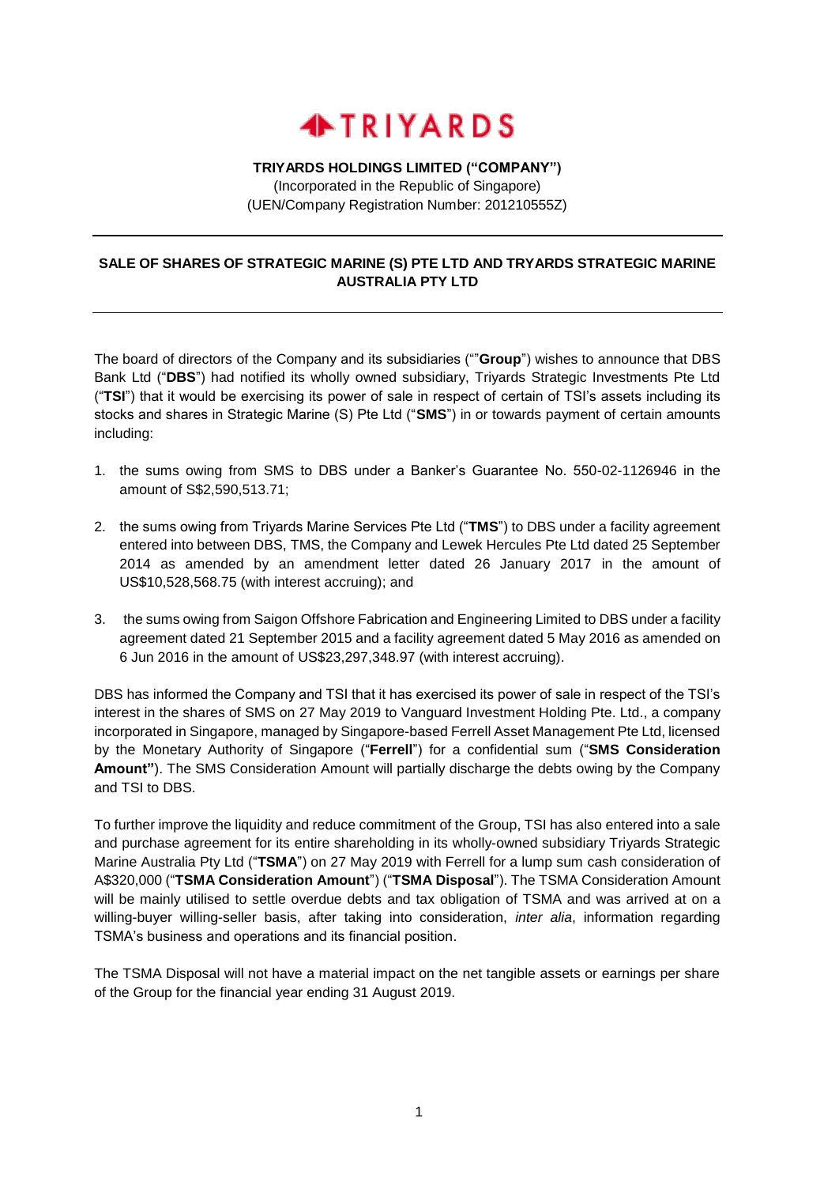# TRIYARDS

**TRIYARDS HOLDINGS LIMITED ("COMPANY")**
(Incorporated in the Republic of Singapore)
(UEN/Company Registration Number: 201210555Z)

---

## SALE OF SHARES OF STRATEGIC MARINE (S) PTE LTD AND TRYARDS STRATEGIC MARINE AUSTRALIA PTY LTD

---

The board of directors of the Company and its subsidiaries (""**Group**") wishes to announce that DBS Bank Ltd ("**DBS**") had notified its wholly owned subsidiary, Triyards Strategic Investments Pte Ltd ("**TSI**") that it would be exercising its power of sale in respect of certain of TSI's assets including its stocks and shares in Strategic Marine (S) Pte Ltd ("**SMS**") in or towards payment of certain amounts including:

1. the sums owing from SMS to DBS under a Banker's Guarantee No. 550-02-1126946 in the amount of S$2,590,513.71;
2. the sums owing from Triyards Marine Services Pte Ltd ("**TMS**") to DBS under a facility agreement entered into between DBS, TMS, the Company and Lewek Hercules Pte Ltd dated 25 September 2014 as amended by an amendment letter dated 26 January 2017 in the amount of US$10,528,568.75 (with interest accruing); and
3. the sums owing from Saigon Offshore Fabrication and Engineering Limited to DBS under a facility agreement dated 21 September 2015 and a facility agreement dated 5 May 2016 as amended on 6 Jun 2016 in the amount of US$23,297,348.97 (with interest accruing).

DBS has informed the Company and TSI that it has exercised its power of sale in respect of the TSI's interest in the shares of SMS on 27 May 2019 to Vanguard Investment Holding Pte. Ltd., a company incorporated in Singapore, managed by Singapore-based Ferrell Asset Management Pte Ltd, licensed by the Monetary Authority of Singapore ("**Ferrell**") for a confidential sum ("**SMS Consideration Amount"**). The SMS Consideration Amount will partially discharge the debts owing by the Company and TSI to DBS.

To further improve the liquidity and reduce commitment of the Group, TSI has also entered into a sale and purchase agreement for its entire shareholding in its wholly-owned subsidiary Triyards Strategic Marine Australia Pty Ltd ("**TSMA**") on 27 May 2019 with Ferrell for a lump sum cash consideration of A$320,000 ("**TSMA Consideration Amount**") ("**TSMA Disposal**"). The TSMA Consideration Amount will be mainly utilised to settle overdue debts and tax obligation of TSMA and was arrived at on a willing-buyer willing-seller basis, after taking into consideration, *inter alia*, information regarding TSMA's business and operations and its financial position.

The TSMA Disposal will not have a material impact on the net tangible assets or earnings per share of the Group for the financial year ending 31 August 2019.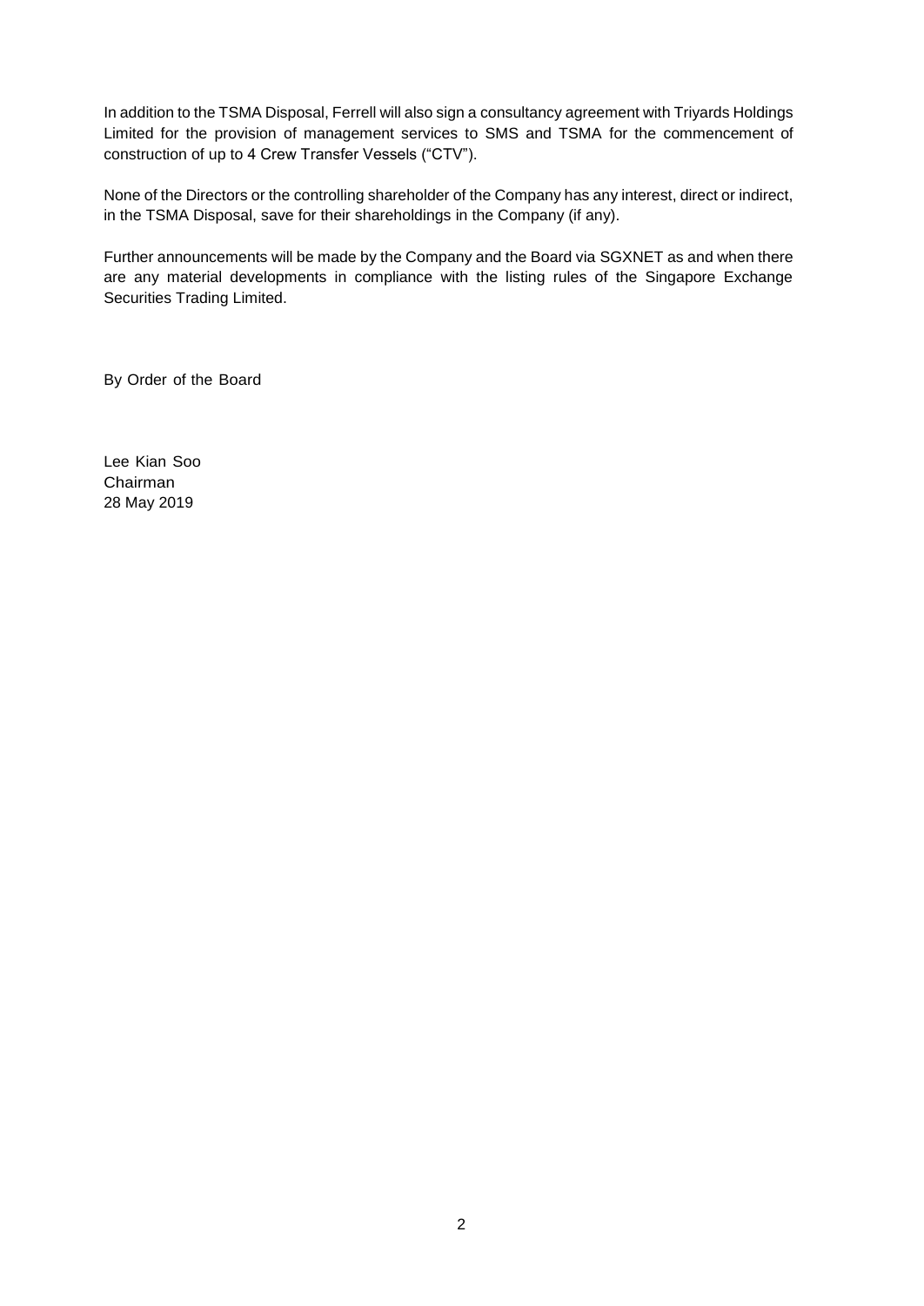In addition to the TSMA Disposal, Ferrell will also sign a consultancy agreement with Triyards Holdings Limited for the provision of management services to SMS and TSMA for the commencement of construction of up to 4 Crew Transfer Vessels ("CTV").

None of the Directors or the controlling shareholder of the Company has any interest, direct or indirect, in the TSMA Disposal, save for their shareholdings in the Company (if any).

Further announcements will be made by the Company and the Board via SGXNET as and when there are any material developments in compliance with the listing rules of the Singapore Exchange Securities Trading Limited.

By Order of the Board

Lee Kian Soo
Chairman
28 May 2019